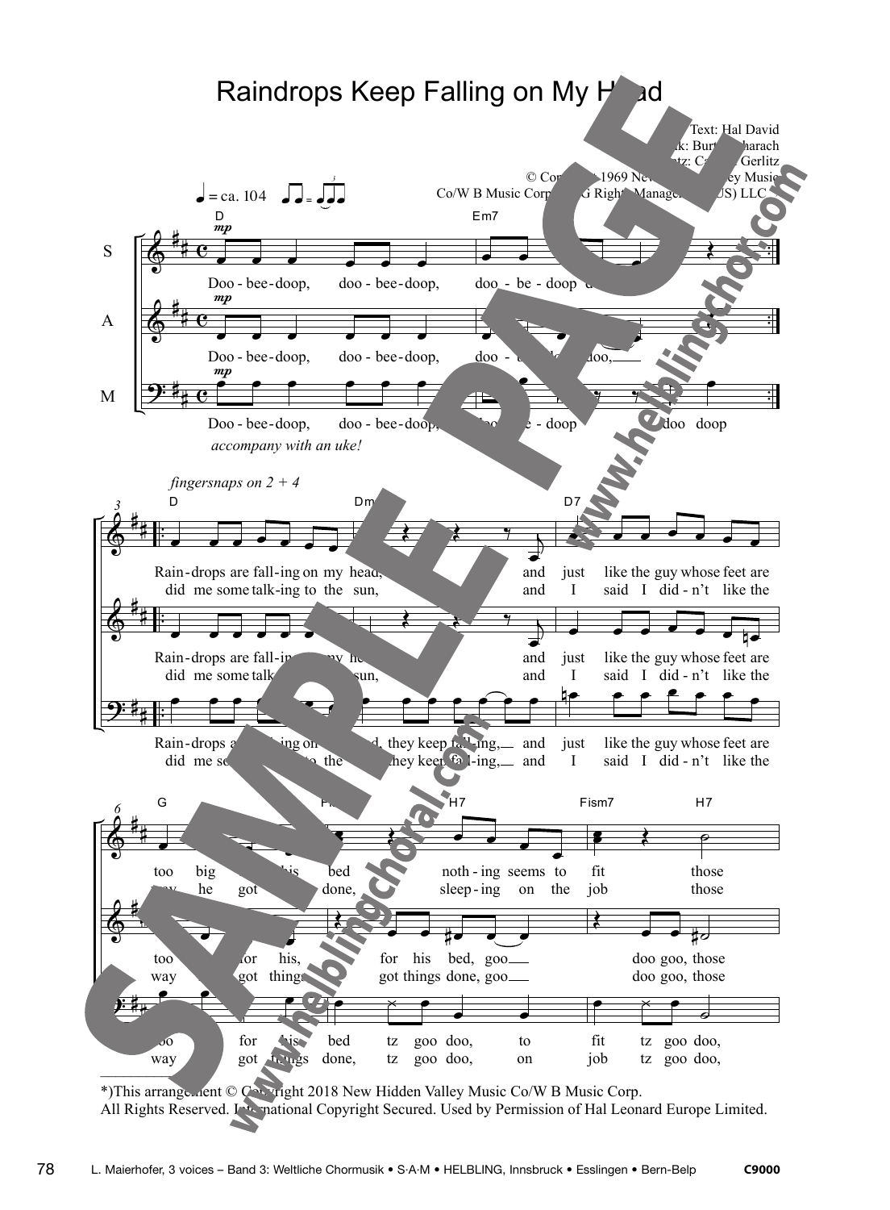# Raindrops Keep Falling on My Head

Text: Hal David
Musik: Burt Bacharach
Satz: Carsten Gerlitz

© Copyright 1969 New Hidden Valley Music Co/W B Music Corp. (BMG Rights Management (US) LLC

♩ = ca. 104

S: Doo - bee - doop, doo - bee - doop, doo - be - doop ...

A: Doo - bee - doop, doo - bee - doop, doo - ... doo, ...

M: Doo - bee - doop, doo - bee - doop, ... - doop ... doo doop

*accompany with an uke!*

*fingersnaps on 2 + 4*

Rain - drops are fall - ing on my head, and just like the guy whose feet are
did me some talk - ing to the sun, and I said I did - n't like the

Rain - drops a... ing on ... d, they keep fall - ing, and just like the guy whose feet are
did me so... to the ..., they keep fall - ing, and I said I did - n't like the

too big ... his bed noth - ing seems to fit those
way he got ... done, sleep - ing on the job those

too ... for his, for his bed, goo doo goo, those
way ... got things done, got things done, goo doo goo, those

too ... for his bed tz goo doo, to fit tz goo doo,
way ... got things done, tz goo doo, on job tz goo doo,

*)This arrangement © Copyright 2018 New Hidden Valley Music Co/W B Music Corp.
All Rights Reserved. International Copyright Secured. Used by Permission of Hal Leonard Europe Limited.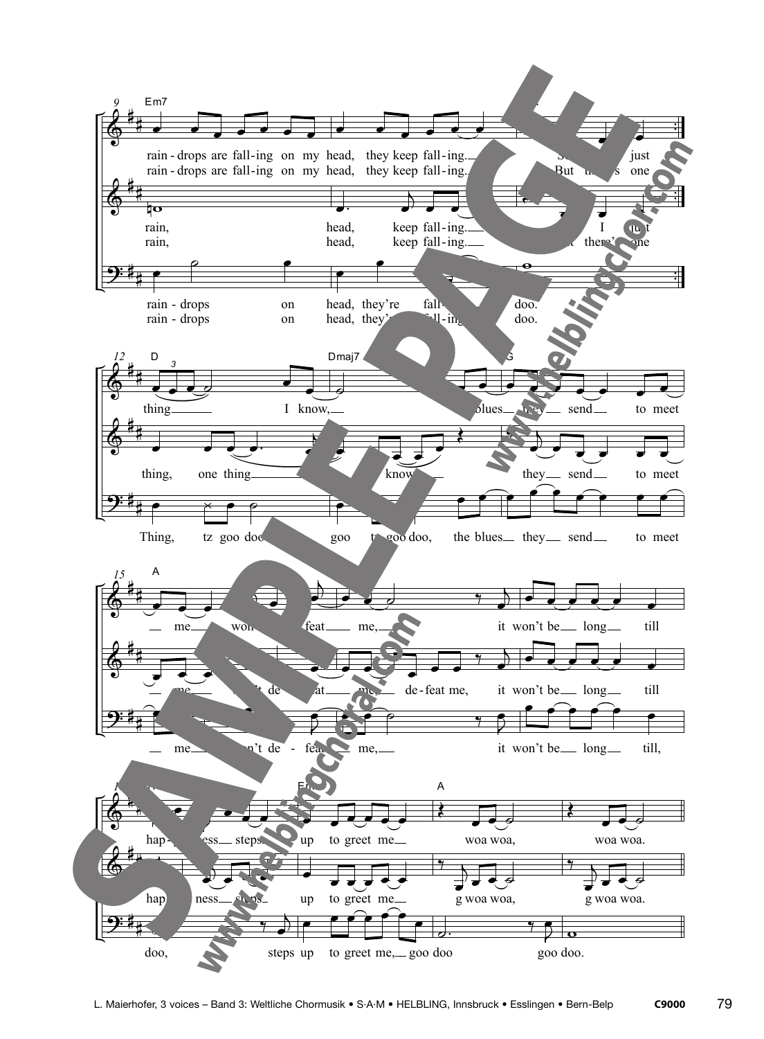9 Em7

rain - drops are fall - ing on my head, they keep fall - ing. So I just
rain - drops are fall - ing on my head, they keep fall - ing. But there's one

rain, head, keep fall - ing. I just
rain, head, keep fall - ing. But there's one

rain - drops on head, they're fall - ing doo.
rain - drops on head, they're fall - ing doo.

12 D Dmaj7 G

thing I know, the blues they send to meet

thing, one thing I know, they send to meet

Thing, tz goo doo, goo tz goo doo, the blues they send to meet

15 A

me won't de - feat me, it won't be long till

me won't de - feat me, de - feat me, it won't be long till

me won't de - feat me, it won't be long till,

Em A

hap - pi - ness steps up to greet me woa woa, woa woa.

hap - pi - ness steps up to greet me g woa woa, g woa woa.

doo, steps up to greet me, goo doo goo doo.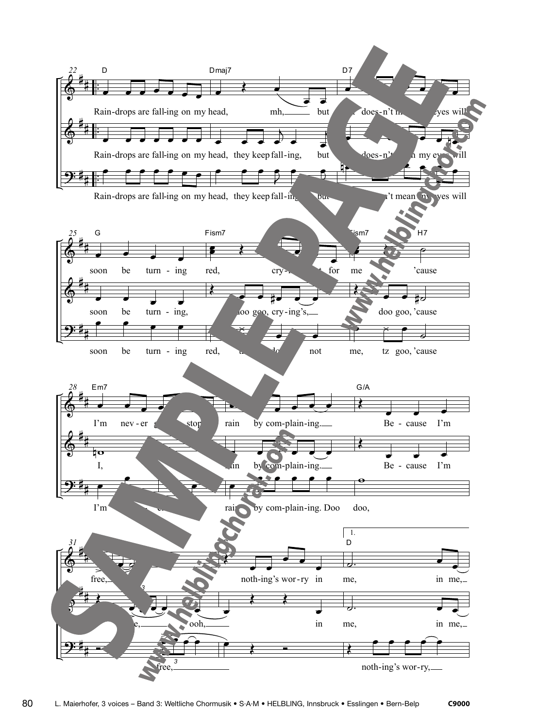22 D Dmaj7 D7

Rain-drops are fall-ing on my head, mh, but it does-n't mean my eyes will

Rain-drops are fall-ing on my head, they keep fall-ing, but it does-n't mean my eyes will

Rain-drops are fall-ing on my head, they keep fall-ing, but it does-n't mean my eyes will

25 G Fism7 Fism7 H7

soon be turn-ing red, cry-ing's not for me 'cause

soon be turn-ing, doo goo, cry-ing's, doo goo, 'cause

soon be turn-ing red, tz doo not me, tz goo, 'cause

28 Em7 G/A

I'm nev-er gon-na stop the rain by com-plain-ing. Be-cause I'm

I, rain by com-plain-ing. Be-cause I'm

I'm nev-er gon-na stop the rain by com-plain-ing. Doo doo,

31 1. D

free, noth-ing's wor-ry in me, in me,

free, ooh, in me, in me,

free, noth-ing's wor-ry,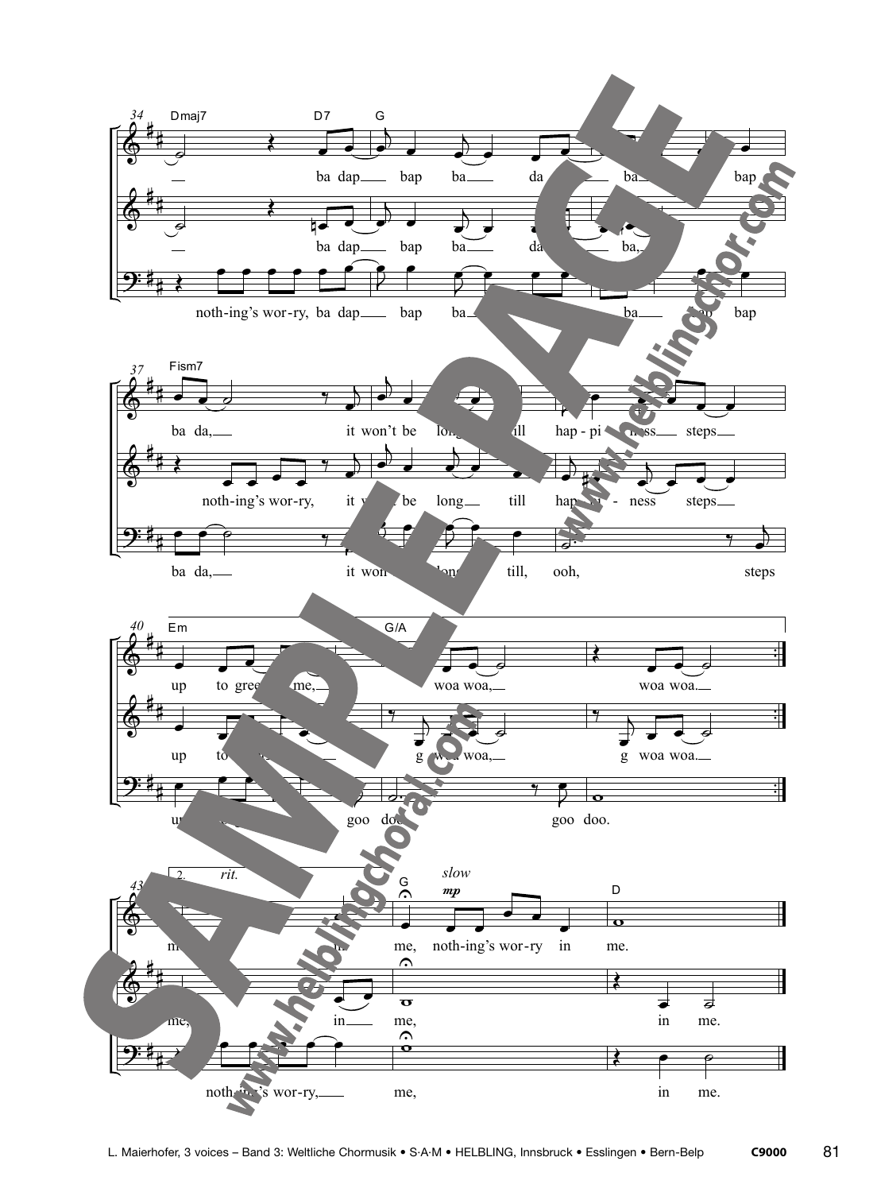34 Dmaj7 D7 G

ba dap bap ba da ba bap

ba dap bap ba da ba,

noth-ing's wor-ry, ba dap bap ba ba bap

37 Fism7

ba da, it won't be long till hap - pi - ness steps

noth-ing's wor-ry, it won't be long till hap - pi - ness steps

ba da, it won't be long till, ooh, steps

40 Em G/A

up to greet me, woa woa, woa woa.

up to greet me, woa woa, woa woa.

up to greet me, goo doo. goo doo.

43 2. *rit.* *slow* G D

*mp*

me, in me, noth-ing's wor-ry in me.

me, in me, in me.

noth-ing's wor-ry, me, in me.

L. Maierhofer, 3 voices – Band 3: Weltliche Chormusik • S·A·M • HELBLING, Innsbruck • Esslingen • Bern-Belp C9000

SAMPLE PAGE www.helblingchor.com www.helblingchoral.com